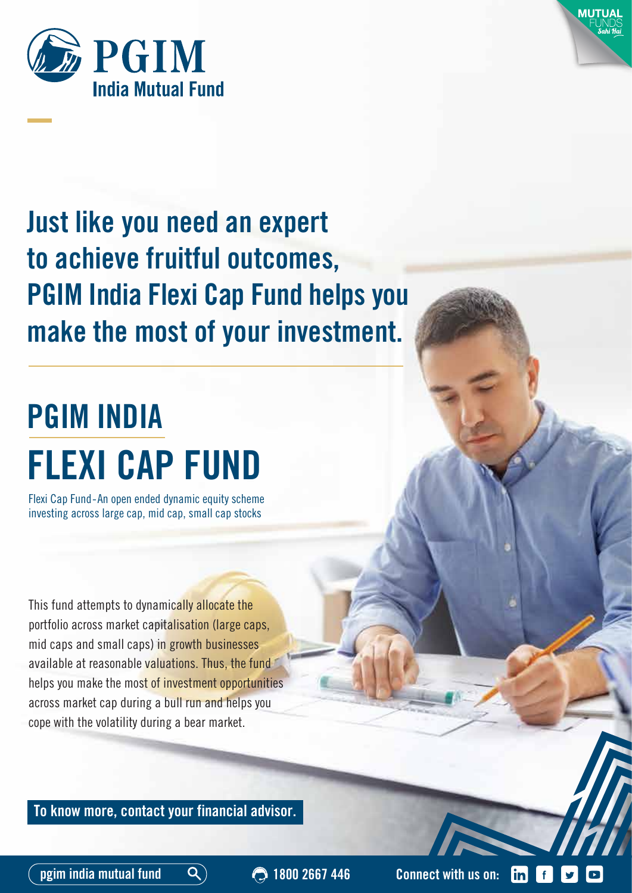PGIM India Mutual Fund

MUTUAL FUNDS Sahi Hai

# Just like you need an expert to achieve fruitful outcomes, PGIM India Flexi Cap Fund helps you make the most of your investment.

## PGIM INDIA FLEXI CAP FUND

Flexi Cap Fund - An open ended dynamic equity scheme investing across large cap, mid cap, small cap stocks

This fund attempts to dynamically allocate the portfolio across market capitalisation (large caps, mid caps and small caps) in growth businesses available at reasonable valuations. Thus, the fund helps you make the most of investment opportunities across market cap during a bull run and helps you cope with the volatility during a bear market.

**To know more, contact your financial advisor.**

pgim india mutual fund | 1800 2667 446 | Connect with us on: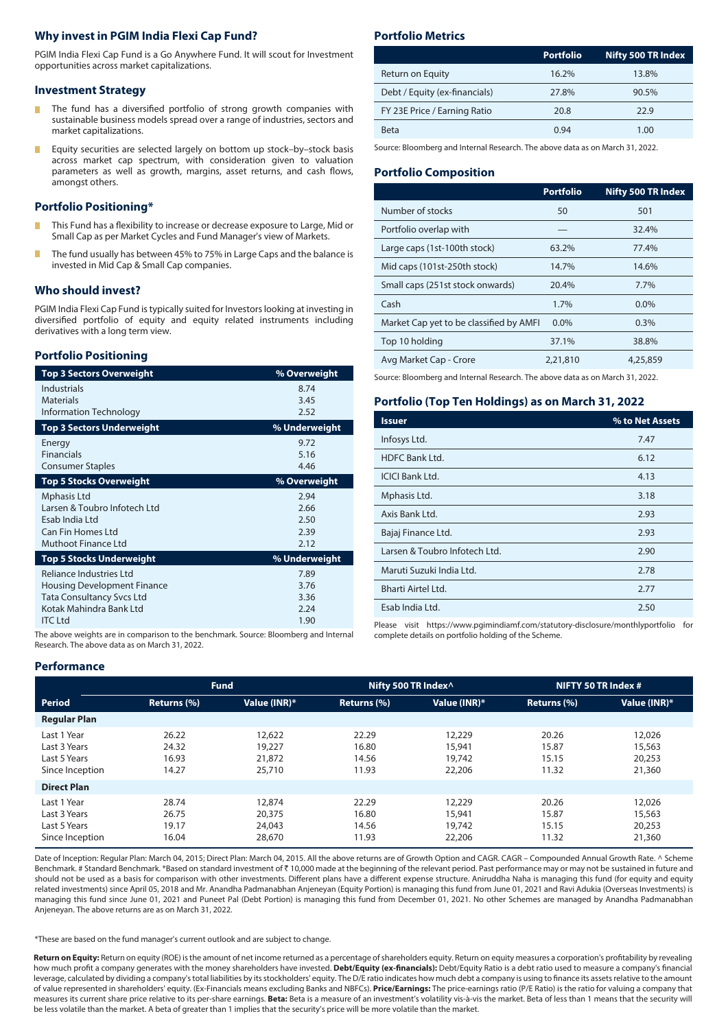## Why invest in PGIM India Flexi Cap Fund?

PGIM India Flexi Cap Fund is a Go Anywhere Fund. It will scout for Investment opportunities across market capitalizations.

## Investment Strategy

- The fund has a diversified portfolio of strong growth companies with sustainable business models spread over a range of industries, sectors and market capitalizations.
- Equity securities are selected largely on bottom up stock–by–stock basis across market cap spectrum, with consideration given to valuation parameters as well as growth, margins, asset returns, and cash flows, amongst others.

## Portfolio Positioning*

- This Fund has a flexibility to increase or decrease exposure to Large, Mid or Small Cap as per Market Cycles and Fund Manager's view of Markets.
- The fund usually has between 45% to 75% in Large Caps and the balance is invested in Mid Cap & Small Cap companies.

## Who should invest?

PGIM India Flexi Cap Fund is typically suited for Investors looking at investing in diversified portfolio of equity and equity related instruments including derivatives with a long term view.

## Portfolio Positioning

| Top 3 Sectors Overweight | % Overweight |
|---|---|
| Industrials | 8.74 |
| Materials | 3.45 |
| Information Technology | 2.52 |
| **Top 3 Sectors Underweight** | **% Underweight** |
| Energy | 9.72 |
| Financials | 5.16 |
| Consumer Staples | 4.46 |
| **Top 5 Stocks Overweight** | **% Overweight** |
| Mphasis Ltd | 2.94 |
| Larsen & Toubro Infotech Ltd | 2.66 |
| Esab India Ltd | 2.50 |
| Can Fin Homes Ltd | 2.39 |
| Muthoot Finance Ltd | 2.12 |
| **Top 5 Stocks Underweight** | **% Underweight** |
| Reliance Industries Ltd | 7.89 |
| Housing Development Finance | 3.76 |
| Tata Consultancy Svcs Ltd | 3.36 |
| Kotak Mahindra Bank Ltd | 2.24 |
| ITC Ltd | 1.90 |

The above weights are in comparison to the benchmark. Source: Bloomberg and Internal Research. The above data as on March 31, 2022.

## Portfolio Metrics

| | Portfolio | Nifty 500 TR Index |
|---|---|---|
| Return on Equity | 16.2% | 13.8% |
| Debt / Equity (ex-financials) | 27.8% | 90.5% |
| FY 23E Price / Earning Ratio | 20.8 | 22.9 |
| Beta | 0.94 | 1.00 |

Source: Bloomberg and Internal Research. The above data as on March 31, 2022.

## Portfolio Composition

| | Portfolio | Nifty 500 TR Index |
|---|---|---|
| Number of stocks | 50 | 501 |
| Portfolio overlap with | — | 32.4% |
| Large caps (1st-100th stock) | 63.2% | 77.4% |
| Mid caps (101st-250th stock) | 14.7% | 14.6% |
| Small caps (251st stock onwards) | 20.4% | 7.7% |
| Cash | 1.7% | 0.0% |
| Market Cap yet to be classified by AMFI | 0.0% | 0.3% |
| Top 10 holding | 37.1% | 38.8% |
| Avg Market Cap - Crore | 2,21,810 | 4,25,859 |

Source: Bloomberg and Internal Research. The above data as on March 31, 2022.

## Portfolio (Top Ten Holdings) as on March 31, 2022

| Issuer | % to Net Assets |
|---|---|
| Infosys Ltd. | 7.47 |
| HDFC Bank Ltd. | 6.12 |
| ICICI Bank Ltd. | 4.13 |
| Mphasis Ltd. | 3.18 |
| Axis Bank Ltd. | 2.93 |
| Bajaj Finance Ltd. | 2.93 |
| Larsen & Toubro Infotech Ltd. | 2.90 |
| Maruti Suzuki India Ltd. | 2.78 |
| Bharti Airtel Ltd. | 2.77 |
| Esab India Ltd. | 2.50 |

Please visit https://www.pgimindiamf.com/statutory-disclosure/monthlyportfolio for complete details on portfolio holding of the Scheme.

## Performance

| | Fund | | Nifty 500 TR Index^ | | NIFTY 50 TR Index # | |
|---|---|---|---|---|---|---|
| **Period** | **Returns (%)** | **Value (INR)*** | **Returns (%)** | **Value (INR)*** | **Returns (%)** | **Value (INR)*** |
| **Regular Plan** | | | | | | |
| Last 1 Year | 26.22 | 12,622 | 22.29 | 12,229 | 20.26 | 12,026 |
| Last 3 Years | 24.32 | 19,227 | 16.80 | 15,941 | 15.87 | 15,563 |
| Last 5 Years | 16.93 | 21,872 | 14.56 | 19,742 | 15.15 | 20,253 |
| Since Inception | 14.27 | 25,710 | 11.93 | 22,206 | 11.32 | 21,360 |
| **Direct Plan** | | | | | | |
| Last 1 Year | 28.74 | 12,874 | 22.29 | 12,229 | 20.26 | 12,026 |
| Last 3 Years | 26.75 | 20,375 | 16.80 | 15,941 | 15.87 | 15,563 |
| Last 5 Years | 19.17 | 24,043 | 14.56 | 19,742 | 15.15 | 20,253 |
| Since Inception | 16.04 | 28,670 | 11.93 | 22,206 | 11.32 | 21,360 |

Date of Inception: Regular Plan: March 04, 2015; Direct Plan: March 04, 2015. All the above returns are of Growth Option and CAGR. CAGR – Compounded Annual Growth Rate. ^ Scheme Benchmark. # Standard Benchmark. *Based on standard investment of ₹ 10,000 made at the beginning of the relevant period. Past performance may or may not be sustained in future and should not be used as a basis for comparison with other investments. Different plans have a different expense structure. Aniruddha Naha is managing this fund (for equity and equity related investments) since April 05, 2018 and Mr. Anandha Padmanabhan Anjeneyan (Equity Portion) is managing this fund from June 01, 2021 and Ravi Adukia (Overseas Investments) is managing this fund since June 01, 2021 and Puneet Pal (Debt Portion) is managing this fund from December 01, 2021. No other Schemes are managed by Anandha Padmanabhan Anjeneyan. The above returns are as on March 31, 2022.

*These are based on the fund manager's current outlook and are subject to change.

**Return on Equity:** Return on equity (ROE) is the amount of net income returned as a percentage of shareholders equity. Return on equity measures a corporation's profitability by revealing how much profit a company generates with the money shareholders have invested. **Debt/Equity (ex-financials):** Debt/Equity Ratio is a debt ratio used to measure a company's financial leverage, calculated by dividing a company's total liabilities by its stockholders' equity. The D/E ratio indicates how much debt a company is using to finance its assets relative to the amount of value represented in shareholders' equity. (Ex-Financials means excluding Banks and NBFCs). **Price/Earnings:** The price-earnings ratio (P/E Ratio) is the ratio for valuing a company that measures its current share price relative to its per-share earnings. **Beta:** Beta is a measure of an investment's volatility vis-à-vis the market. Beta of less than 1 means that the security will be less volatile than the market. A beta of greater than 1 implies that the security's price will be more volatile than the market.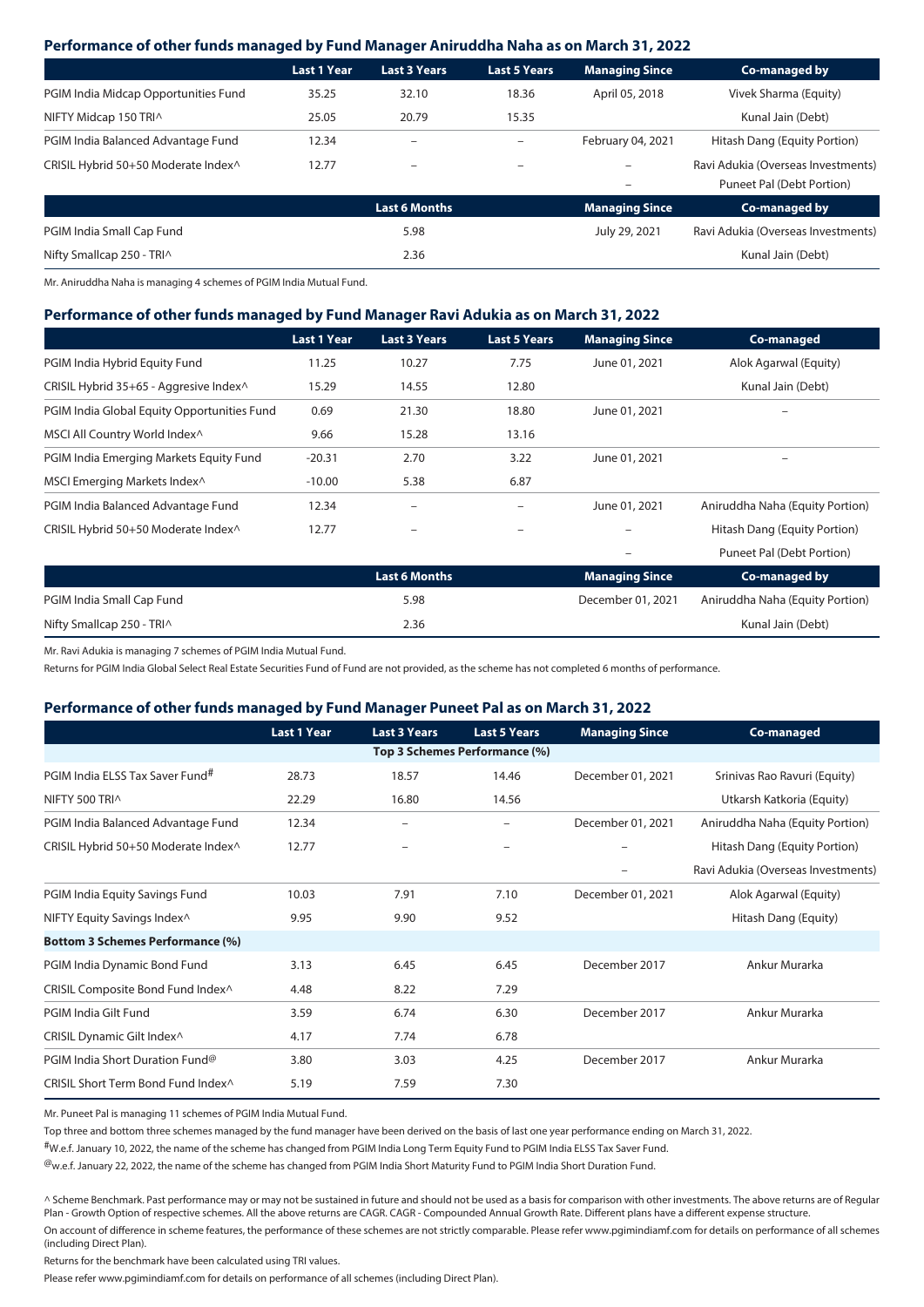### Performance of other funds managed by Fund Manager Aniruddha Naha as on March 31, 2022

| | Last 1 Year | Last 3 Years | Last 5 Years | Managing Since | Co-managed by |
|---|---|---|---|---|---|
| PGIM India Midcap Opportunities Fund | 35.25 | 32.10 | 18.36 | April 05, 2018 | Vivek Sharma (Equity) |
| NIFTY Midcap 150 TRI^ | 25.05 | 20.79 | 15.35 | | Kunal Jain (Debt) |
| PGIM India Balanced Advantage Fund | 12.34 | – | – | February 04, 2021 | Hitash Dang (Equity Portion) |
| CRISIL Hybrid 50+50 Moderate Index^ | 12.77 | – | – | – | Ravi Adukia (Overseas Investments) |
| | | | | – | Puneet Pal (Debt Portion) |

| | Last 6 Months | Managing Since | Co-managed by |
|---|---|---|---|
| PGIM India Small Cap Fund | 5.98 | July 29, 2021 | Ravi Adukia (Overseas Investments) |
| Nifty Smallcap 250 - TRI^ | 2.36 | | Kunal Jain (Debt) |

Mr. Aniruddha Naha is managing 4 schemes of PGIM India Mutual Fund.

### Performance of other funds managed by Fund Manager Ravi Adukia as on March 31, 2022

| | Last 1 Year | Last 3 Years | Last 5 Years | Managing Since | Co-managed |
|---|---|---|---|---|---|
| PGIM India Hybrid Equity Fund | 11.25 | 10.27 | 7.75 | June 01, 2021 | Alok Agarwal (Equity) |
| CRISIL Hybrid 35+65 - Aggresive Index^ | 15.29 | 14.55 | 12.80 | | Kunal Jain (Debt) |
| PGIM India Global Equity Opportunities Fund | 0.69 | 21.30 | 18.80 | June 01, 2021 | – |
| MSCI All Country World Index^ | 9.66 | 15.28 | 13.16 | | |
| PGIM India Emerging Markets Equity Fund | -20.31 | 2.70 | 3.22 | June 01, 2021 | – |
| MSCI Emerging Markets Index^ | -10.00 | 5.38 | 6.87 | | |
| PGIM India Balanced Advantage Fund | 12.34 | – | – | June 01, 2021 | Aniruddha Naha (Equity Portion) |
| CRISIL Hybrid 50+50 Moderate Index^ | 12.77 | – | – | – | Hitash Dang (Equity Portion) |
| | | | | – | Puneet Pal (Debt Portion) |

| | Last 6 Months | Managing Since | Co-managed by |
|---|---|---|---|
| PGIM India Small Cap Fund | 5.98 | December 01, 2021 | Aniruddha Naha (Equity Portion) |
| Nifty Smallcap 250 - TRI^ | 2.36 | | Kunal Jain (Debt) |

Mr. Ravi Adukia is managing 7 schemes of PGIM India Mutual Fund.

Returns for PGIM India Global Select Real Estate Securities Fund of Fund are not provided, as the scheme has not completed 6 months of performance.

### Performance of other funds managed by Fund Manager Puneet Pal as on March 31, 2022

| | Last 1 Year | Last 3 Years | Last 5 Years | Managing Since | Co-managed |
|---|---|---|---|---|---|
| **Top 3 Schemes Performance (%)** | | | | | |
| PGIM India ELSS Tax Saver Fund# | 28.73 | 18.57 | 14.46 | December 01, 2021 | Srinivas Rao Ravuri (Equity) |
| NIFTY 500 TRI^ | 22.29 | 16.80 | 14.56 | | Utkarsh Katkoria (Equity) |
| PGIM India Balanced Advantage Fund | 12.34 | – | – | December 01, 2021 | Aniruddha Naha (Equity Portion) |
| CRISIL Hybrid 50+50 Moderate Index^ | 12.77 | – | – | – | Hitash Dang (Equity Portion) |
| | | | | – | Ravi Adukia (Overseas Investments) |
| PGIM India Equity Savings Fund | 10.03 | 7.91 | 7.10 | December 01, 2021 | Alok Agarwal (Equity) |
| NIFTY Equity Savings Index^ | 9.95 | 9.90 | 9.52 | | Hitash Dang (Equity) |
| **Bottom 3 Schemes Performance (%)** | | | | | |
| PGIM India Dynamic Bond Fund | 3.13 | 6.45 | 6.45 | December 2017 | Ankur Murarka |
| CRISIL Composite Bond Fund Index^ | 4.48 | 8.22 | 7.29 | | |
| PGIM India Gilt Fund | 3.59 | 6.74 | 6.30 | December 2017 | Ankur Murarka |
| CRISIL Dynamic Gilt Index^ | 4.17 | 7.74 | 6.78 | | |
| PGIM India Short Duration Fund@ | 3.80 | 3.03 | 4.25 | December 2017 | Ankur Murarka |
| CRISIL Short Term Bond Fund Index^ | 5.19 | 7.59 | 7.30 | | |

Mr. Puneet Pal is managing 11 schemes of PGIM India Mutual Fund.

Top three and bottom three schemes managed by the fund manager have been derived on the basis of last one year performance ending on March 31, 2022.

#W.e.f. January 10, 2022, the name of the scheme has changed from PGIM India Long Term Equity Fund to PGIM India ELSS Tax Saver Fund.

@w.e.f. January 22, 2022, the name of the scheme has changed from PGIM India Short Maturity Fund to PGIM India Short Duration Fund.

^ Scheme Benchmark. Past performance may or may not be sustained in future and should not be used as a basis for comparison with other investments. The above returns are of Regular Plan - Growth Option of respective schemes. All the above returns are CAGR. CAGR - Compounded Annual Growth Rate. Different plans have a different expense structure.

On account of difference in scheme features, the performance of these schemes are not strictly comparable. Please refer www.pgimindiamf.com for details on performance of all schemes (including Direct Plan).

Returns for the benchmark have been calculated using TRI values.

Please refer www.pgimindiamf.com for details on performance of all schemes (including Direct Plan).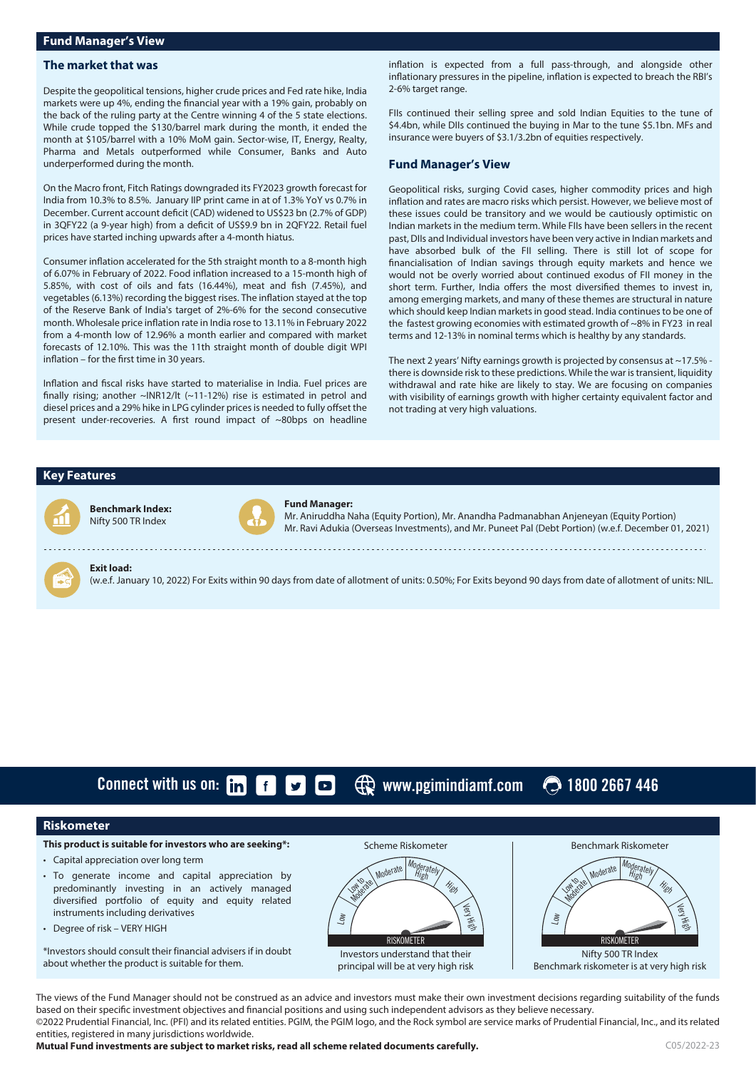## Fund Manager's View

### The market that was

Despite the geopolitical tensions, higher crude prices and Fed rate hike, India markets were up 4%, ending the financial year with a 19% gain, probably on the back of the ruling party at the Centre winning 4 of the 5 state elections. While crude topped the $130/barrel mark during the month, it ended the month at $105/barrel with a 10% MoM gain. Sector-wise, IT, Energy, Realty, Pharma and Metals outperformed while Consumer, Banks and Auto underperformed during the month.

On the Macro front, Fitch Ratings downgraded its FY2023 growth forecast for India from 10.3% to 8.5%. January IIP print came in at of 1.3% YoY vs 0.7% in December. Current account deficit (CAD) widened to US$23 bn (2.7% of GDP) in 3QFY22 (a 9-year high) from a deficit of US$9.9 bn in 2QFY22. Retail fuel prices have started inching upwards after a 4-month hiatus.

Consumer inflation accelerated for the 5th straight month to a 8-month high of 6.07% in February of 2022. Food inflation increased to a 15-month high of 5.85%, with cost of oils and fats (16.44%), meat and fish (7.45%), and vegetables (6.13%) recording the biggest rises. The inflation stayed at the top of the Reserve Bank of India's target of 2%-6% for the second consecutive month. Wholesale price inflation rate in India rose to 13.11% in February 2022 from a 4-month low of 12.96% a month earlier and compared with market forecasts of 12.10%. This was the 11th straight month of double digit WPI inflation – for the first time in 30 years.

Inflation and fiscal risks have started to materialise in India. Fuel prices are finally rising; another ~INR12/lt (~11-12%) rise is estimated in petrol and diesel prices and a 29% hike in LPG cylinder prices is needed to fully offset the present under-recoveries. A first round impact of ~80bps on headline inflation is expected from a full pass-through, and alongside other inflationary pressures in the pipeline, inflation is expected to breach the RBI's 2-6% target range.

FIIs continued their selling spree and sold Indian Equities to the tune of $4.4bn, while DIIs continued the buying in Mar to the tune $5.1bn. MFs and insurance were buyers of $3.1/3.2bn of equities respectively.

### Fund Manager's View

Geopolitical risks, surging Covid cases, higher commodity prices and high inflation and rates are macro risks which persist. However, we believe most of these issues could be transitory and we would be cautiously optimistic on Indian markets in the medium term. While FIIs have been sellers in the recent past, DIIs and Individual investors have been very active in Indian markets and have absorbed bulk of the FII selling. There is still lot of scope for financialisation of Indian savings through equity markets and hence we would not be overly worried about continued exodus of FII money in the short term. Further, India offers the most diversified themes to invest in, among emerging markets, and many of these themes are structural in nature which should keep Indian markets in good stead. India continues to be one of the fastest growing economies with estimated growth of ~8% in FY23 in real terms and 12-13% in nominal terms which is healthy by any standards.

The next 2 years' Nifty earnings growth is projected by consensus at ~17.5% - there is downside risk to these predictions. While the war is transient, liquidity withdrawal and rate hike are likely to stay. We are focusing on companies with visibility of earnings growth with higher certainty equivalent factor and not trading at very high valuations.

## Key Features

**Benchmark Index:**
Nifty 500 TR Index

**Fund Manager:**
Mr. Aniruddha Naha (Equity Portion), Mr. Anandha Padmanabhan Anjeneyan (Equity Portion)
Mr. Ravi Adukia (Overseas Investments), and Mr. Puneet Pal (Debt Portion) (w.e.f. December 01, 2021)

**Exit load:**
(w.e.f. January 10, 2022) For Exits within 90 days from date of allotment of units: 0.50%; For Exits beyond 90 days from date of allotment of units: NIL.

Connect with us on: www.pgimindiamf.com 1800 2667 446

## Riskometer

**This product is suitable for investors who are seeking*:**

- Capital appreciation over long term
- To generate income and capital appreciation by predominantly investing in an actively managed diversified portfolio of equity and equity related instruments including derivatives
- Degree of risk – VERY HIGH

*Investors should consult their financial advisers if in doubt about whether the product is suitable for them.

Scheme Riskometer

Low | Low to Moderate | Moderate | Moderately High | High | Very High
RISKOMETER

Investors understand that their principal will be at very high risk

Benchmark Riskometer

Low | Low to Moderate | Moderate | Moderately High | High | Very High
RISKOMETER

Nifty 500 TR Index
Benchmark riskometer is at very high risk

The views of the Fund Manager should not be construed as an advice and investors must make their own investment decisions regarding suitability of the funds based on their specific investment objectives and financial positions and using such independent advisors as they believe necessary.

©2022 Prudential Financial, Inc. (PFI) and its related entities. PGIM, the PGIM logo, and the Rock symbol are service marks of Prudential Financial, Inc., and its related entities, registered in many jurisdictions worldwide.

**Mutual Fund investments are subject to market risks, read all scheme related documents carefully.**

C05/2022-23